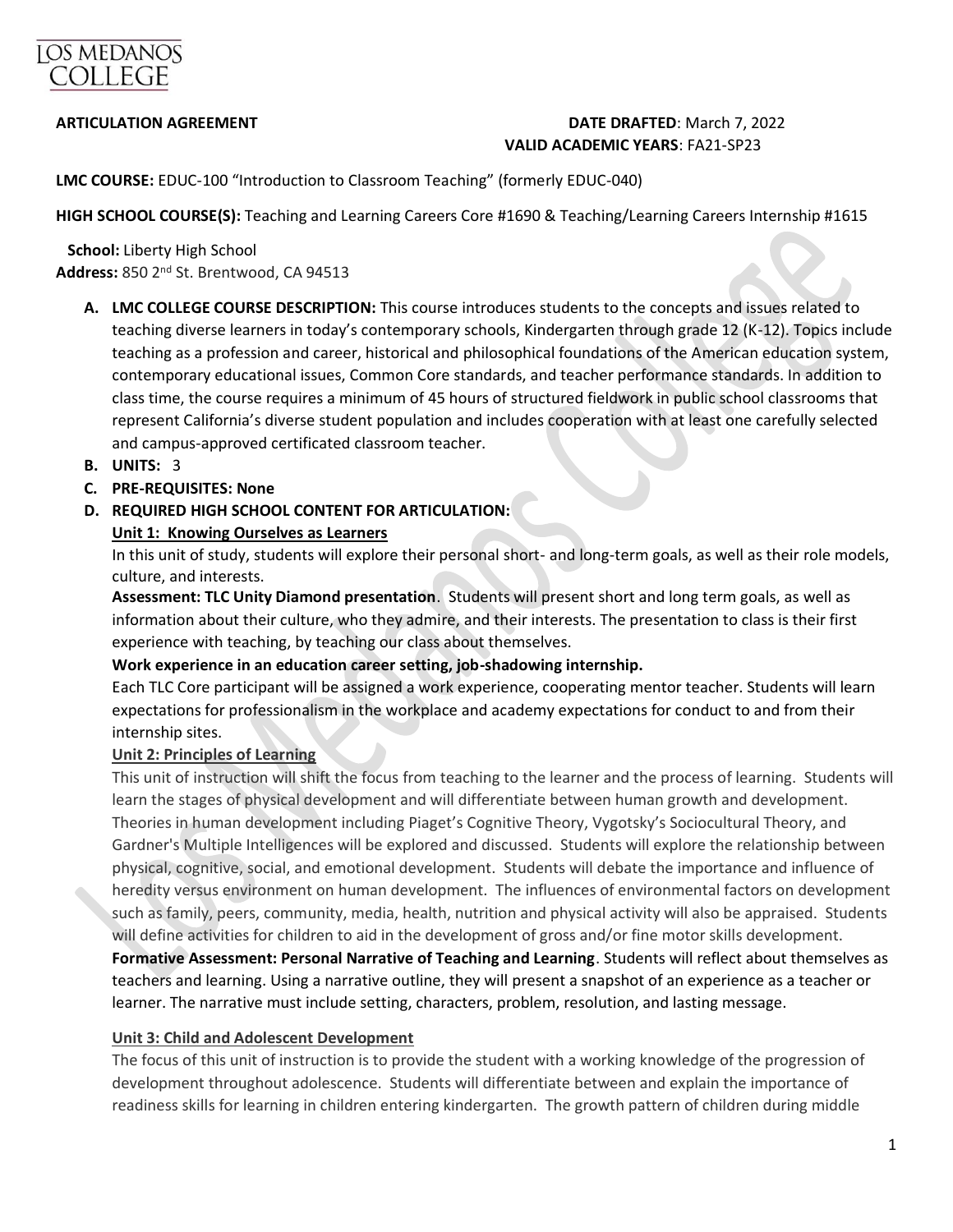LOS MEDANOS COLLEGE

**ARTICULATION AGREEMENT** **DATE DRAFTED**: March 7, 2022
**VALID ACADEMIC YEARS**: FA21-SP23

**LMC COURSE:** EDUC-100 "Introduction to Classroom Teaching" (formerly EDUC-040)

**HIGH SCHOOL COURSE(S):** Teaching and Learning Careers Core #1690 & Teaching/Learning Careers Internship #1615

**School:** Liberty High School
**Address:** 850 2nd St. Brentwood, CA 94513

A. **LMC COLLEGE COURSE DESCRIPTION:** This course introduces students to the concepts and issues related to teaching diverse learners in today's contemporary schools, Kindergarten through grade 12 (K-12). Topics include teaching as a profession and career, historical and philosophical foundations of the American education system, contemporary educational issues, Common Core standards, and teacher performance standards. In addition to class time, the course requires a minimum of 45 hours of structured fieldwork in public school classrooms that represent California's diverse student population and includes cooperation with at least one carefully selected and campus-approved certificated classroom teacher.
B. **UNITS:** 3
C. **PRE-REQUISITES: None**
D. **REQUIRED HIGH SCHOOL CONTENT FOR ARTICULATION:**

**Unit 1: Knowing Ourselves as Learners**

In this unit of study, students will explore their personal short- and long-term goals, as well as their role models, culture, and interests.

**Assessment: TLC Unity Diamond presentation**. Students will present short and long term goals, as well as information about their culture, who they admire, and their interests. The presentation to class is their first experience with teaching, by teaching our class about themselves.

**Work experience in an education career setting, job-shadowing internship.**

Each TLC Core participant will be assigned a work experience, cooperating mentor teacher. Students will learn expectations for professionalism in the workplace and academy expectations for conduct to and from their internship sites.

**Unit 2: Principles of Learning**

This unit of instruction will shift the focus from teaching to the learner and the process of learning. Students will learn the stages of physical development and will differentiate between human growth and development. Theories in human development including Piaget's Cognitive Theory, Vygotsky's Sociocultural Theory, and Gardner's Multiple Intelligences will be explored and discussed. Students will explore the relationship between physical, cognitive, social, and emotional development. Students will debate the importance and influence of heredity versus environment on human development. The influences of environmental factors on development such as family, peers, community, media, health, nutrition and physical activity will also be appraised. Students will define activities for children to aid in the development of gross and/or fine motor skills development.

**Formative Assessment: Personal Narrative of Teaching and Learning**. Students will reflect about themselves as teachers and learning. Using a narrative outline, they will present a snapshot of an experience as a teacher or learner. The narrative must include setting, characters, problem, resolution, and lasting message.

**Unit 3: Child and Adolescent Development**

The focus of this unit of instruction is to provide the student with a working knowledge of the progression of development throughout adolescence. Students will differentiate between and explain the importance of readiness skills for learning in children entering kindergarten. The growth pattern of children during middle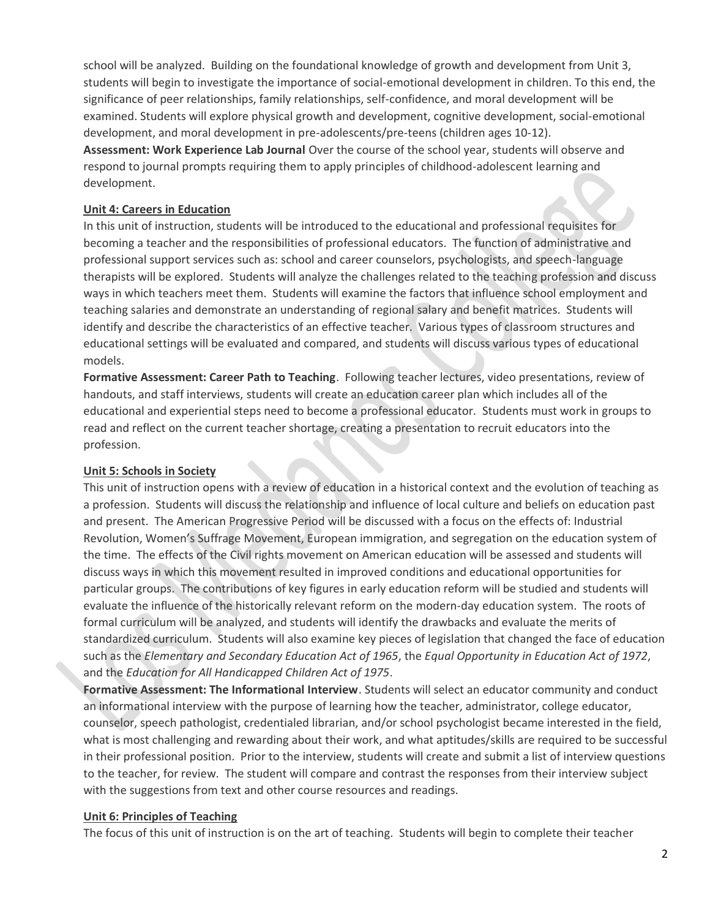school will be analyzed. Building on the foundational knowledge of growth and development from Unit 3, students will begin to investigate the importance of social-emotional development in children. To this end, the significance of peer relationships, family relationships, self-confidence, and moral development will be examined. Students will explore physical growth and development, cognitive development, social-emotional development, and moral development in pre-adolescents/pre-teens (children ages 10-12).

**Assessment: Work Experience Lab Journal** Over the course of the school year, students will observe and respond to journal prompts requiring them to apply principles of childhood-adolescent learning and development.

## Unit 4: Careers in Education

In this unit of instruction, students will be introduced to the educational and professional requisites for becoming a teacher and the responsibilities of professional educators. The function of administrative and professional support services such as: school and career counselors, psychologists, and speech-language therapists will be explored. Students will analyze the challenges related to the teaching profession and discuss ways in which teachers meet them. Students will examine the factors that influence school employment and teaching salaries and demonstrate an understanding of regional salary and benefit matrices. Students will identify and describe the characteristics of an effective teacher. Various types of classroom structures and educational settings will be evaluated and compared, and students will discuss various types of educational models.

**Formative Assessment: Career Path to Teaching**. Following teacher lectures, video presentations, review of handouts, and staff interviews, students will create an education career plan which includes all of the educational and experiential steps need to become a professional educator. Students must work in groups to read and reflect on the current teacher shortage, creating a presentation to recruit educators into the profession.

## Unit 5: Schools in Society

This unit of instruction opens with a review of education in a historical context and the evolution of teaching as a profession. Students will discuss the relationship and influence of local culture and beliefs on education past and present. The American Progressive Period will be discussed with a focus on the effects of: Industrial Revolution, Women's Suffrage Movement, European immigration, and segregation on the education system of the time. The effects of the Civil rights movement on American education will be assessed and students will discuss ways in which this movement resulted in improved conditions and educational opportunities for particular groups. The contributions of key figures in early education reform will be studied and students will evaluate the influence of the historically relevant reform on the modern-day education system. The roots of formal curriculum will be analyzed, and students will identify the drawbacks and evaluate the merits of standardized curriculum. Students will also examine key pieces of legislation that changed the face of education such as the *Elementary and Secondary Education Act of 1965*, the *Equal Opportunity in Education Act of 1972*, and the *Education for All Handicapped Children Act of 1975*.

**Formative Assessment: The Informational Interview**. Students will select an educator community and conduct an informational interview with the purpose of learning how the teacher, administrator, college educator, counselor, speech pathologist, credentialed librarian, and/or school psychologist became interested in the field, what is most challenging and rewarding about their work, and what aptitudes/skills are required to be successful in their professional position. Prior to the interview, students will create and submit a list of interview questions to the teacher, for review. The student will compare and contrast the responses from their interview subject with the suggestions from text and other course resources and readings.

## Unit 6: Principles of Teaching

The focus of this unit of instruction is on the art of teaching. Students will begin to complete their teacher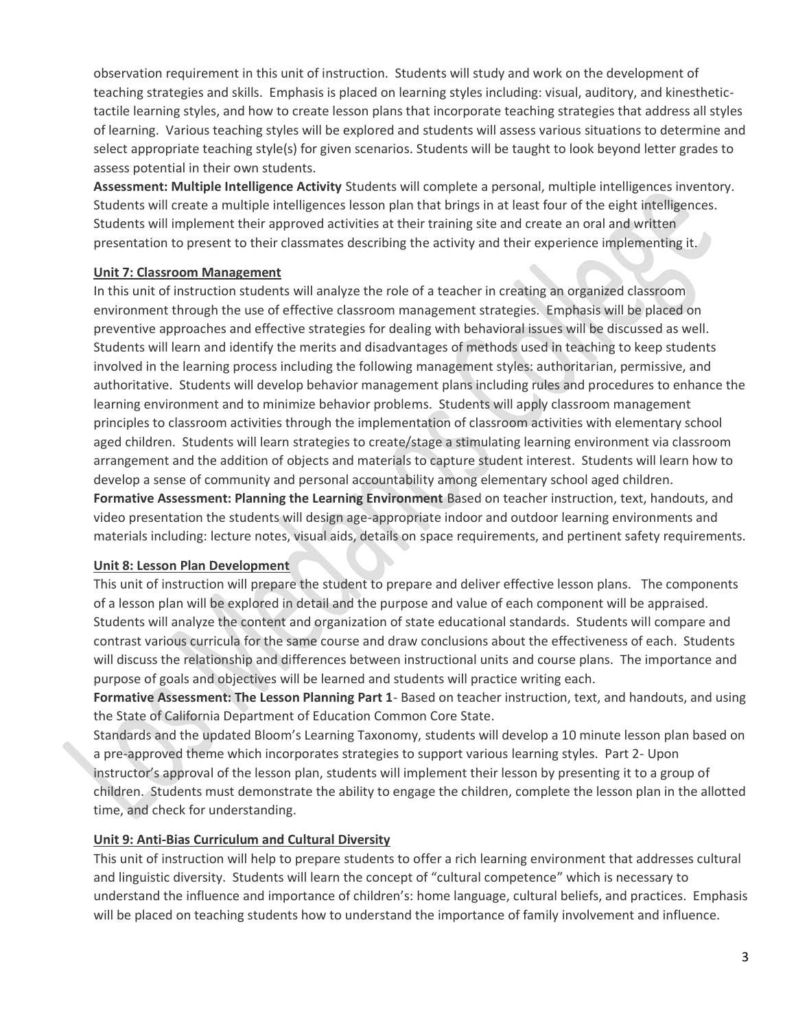observation requirement in this unit of instruction. Students will study and work on the development of teaching strategies and skills. Emphasis is placed on learning styles including: visual, auditory, and kinesthetic-tactile learning styles, and how to create lesson plans that incorporate teaching strategies that address all styles of learning. Various teaching styles will be explored and students will assess various situations to determine and select appropriate teaching style(s) for given scenarios. Students will be taught to look beyond letter grades to assess potential in their own students.

**Assessment: Multiple Intelligence Activity** Students will complete a personal, multiple intelligences inventory. Students will create a multiple intelligences lesson plan that brings in at least four of the eight intelligences. Students will implement their approved activities at their training site and create an oral and written presentation to present to their classmates describing the activity and their experience implementing it.

### Unit 7: Classroom Management

In this unit of instruction students will analyze the role of a teacher in creating an organized classroom environment through the use of effective classroom management strategies. Emphasis will be placed on preventive approaches and effective strategies for dealing with behavioral issues will be discussed as well. Students will learn and identify the merits and disadvantages of methods used in teaching to keep students involved in the learning process including the following management styles: authoritarian, permissive, and authoritative. Students will develop behavior management plans including rules and procedures to enhance the learning environment and to minimize behavior problems. Students will apply classroom management principles to classroom activities through the implementation of classroom activities with elementary school aged children. Students will learn strategies to create/stage a stimulating learning environment via classroom arrangement and the addition of objects and materials to capture student interest. Students will learn how to develop a sense of community and personal accountability among elementary school aged children.

**Formative Assessment: Planning the Learning Environment** Based on teacher instruction, text, handouts, and video presentation the students will design age-appropriate indoor and outdoor learning environments and materials including: lecture notes, visual aids, details on space requirements, and pertinent safety requirements.

### Unit 8: Lesson Plan Development

This unit of instruction will prepare the student to prepare and deliver effective lesson plans. The components of a lesson plan will be explored in detail and the purpose and value of each component will be appraised. Students will analyze the content and organization of state educational standards. Students will compare and contrast various curricula for the same course and draw conclusions about the effectiveness of each. Students will discuss the relationship and differences between instructional units and course plans. The importance and purpose of goals and objectives will be learned and students will practice writing each.

**Formative Assessment: The Lesson Planning Part 1**- Based on teacher instruction, text, and handouts, and using the State of California Department of Education Common Core State.

Standards and the updated Bloom's Learning Taxonomy, students will develop a 10 minute lesson plan based on a pre-approved theme which incorporates strategies to support various learning styles. Part 2- Upon instructor's approval of the lesson plan, students will implement their lesson by presenting it to a group of children. Students must demonstrate the ability to engage the children, complete the lesson plan in the allotted time, and check for understanding.

### Unit 9: Anti-Bias Curriculum and Cultural Diversity

This unit of instruction will help to prepare students to offer a rich learning environment that addresses cultural and linguistic diversity. Students will learn the concept of "cultural competence" which is necessary to understand the influence and importance of children's: home language, cultural beliefs, and practices. Emphasis will be placed on teaching students how to understand the importance of family involvement and influence.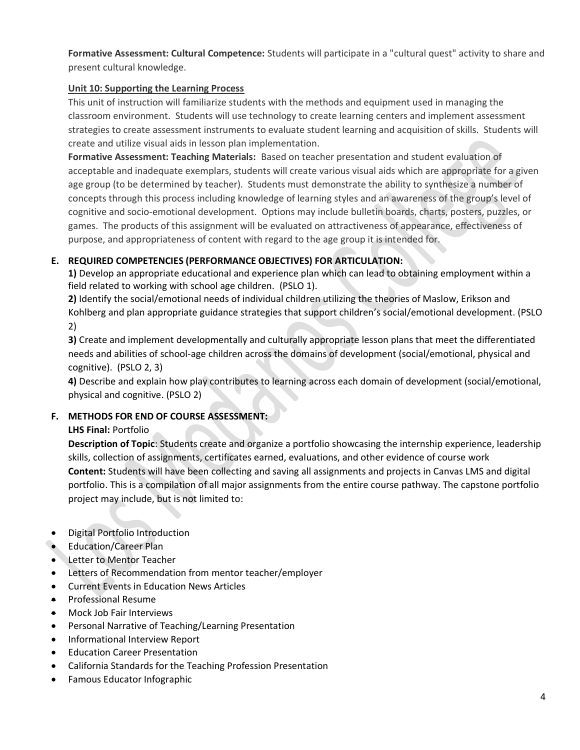**Formative Assessment: Cultural Competence:** Students will participate in a "cultural quest" activity to share and present cultural knowledge.

**Unit 10: Supporting the Learning Process**

This unit of instruction will familiarize students with the methods and equipment used in managing the classroom environment. Students will use technology to create learning centers and implement assessment strategies to create assessment instruments to evaluate student learning and acquisition of skills. Students will create and utilize visual aids in lesson plan implementation.

**Formative Assessment: Teaching Materials:** Based on teacher presentation and student evaluation of acceptable and inadequate exemplars, students will create various visual aids which are appropriate for a given age group (to be determined by teacher). Students must demonstrate the ability to synthesize a number of concepts through this process including knowledge of learning styles and an awareness of the group's level of cognitive and socio-emotional development. Options may include bulletin boards, charts, posters, puzzles, or games. The products of this assignment will be evaluated on attractiveness of appearance, effectiveness of purpose, and appropriateness of content with regard to the age group it is intended for.

## E. REQUIRED COMPETENCIES (PERFORMANCE OBJECTIVES) FOR ARTICULATION:

**1)** Develop an appropriate educational and experience plan which can lead to obtaining employment within a field related to working with school age children. (PSLO 1).

**2)** Identify the social/emotional needs of individual children utilizing the theories of Maslow, Erikson and Kohlberg and plan appropriate guidance strategies that support children's social/emotional development. (PSLO 2)

**3)** Create and implement developmentally and culturally appropriate lesson plans that meet the differentiated needs and abilities of school-age children across the domains of development (social/emotional, physical and cognitive). (PSLO 2, 3)

**4)** Describe and explain how play contributes to learning across each domain of development (social/emotional, physical and cognitive. (PSLO 2)

## F. METHODS FOR END OF COURSE ASSESSMENT:

**LHS Final:** Portfolio

**Description of Topic**: Students create and organize a portfolio showcasing the internship experience, leadership skills, collection of assignments, certificates earned, evaluations, and other evidence of course work

**Content:** Students will have been collecting and saving all assignments and projects in Canvas LMS and digital portfolio. This is a compilation of all major assignments from the entire course pathway. The capstone portfolio project may include, but is not limited to:

- Digital Portfolio Introduction
- Education/Career Plan
- Letter to Mentor Teacher
- Letters of Recommendation from mentor teacher/employer
- Current Events in Education News Articles
- Professional Resume
- Mock Job Fair Interviews
- Personal Narrative of Teaching/Learning Presentation
- Informational Interview Report
- Education Career Presentation
- California Standards for the Teaching Profession Presentation
- Famous Educator Infographic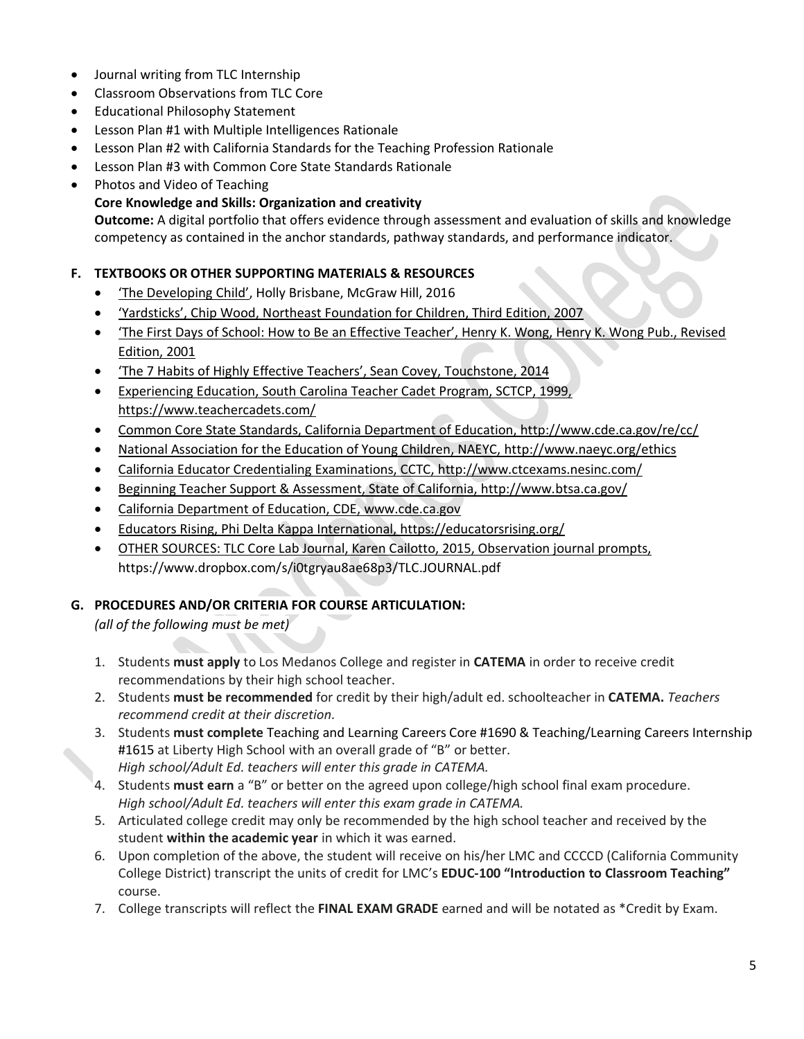- Journal writing from TLC Internship
- Classroom Observations from TLC Core
- Educational Philosophy Statement
- Lesson Plan #1 with Multiple Intelligences Rationale
- Lesson Plan #2 with California Standards for the Teaching Profession Rationale
- Lesson Plan #3 with Common Core State Standards Rationale
- Photos and Video of Teaching

  **Core Knowledge and Skills: Organization and creativity**

  **Outcome:** A digital portfolio that offers evidence through assessment and evaluation of skills and knowledge competency as contained in the anchor standards, pathway standards, and performance indicator.

### F. TEXTBOOKS OR OTHER SUPPORTING MATERIALS & RESOURCES

- 'The Developing Child', Holly Brisbane, McGraw Hill, 2016
- 'Yardsticks', Chip Wood, Northeast Foundation for Children, Third Edition, 2007
- 'The First Days of School: How to Be an Effective Teacher', Henry K. Wong, Henry K. Wong Pub., Revised Edition, 2001
- 'The 7 Habits of Highly Effective Teachers', Sean Covey, Touchstone, 2014
- Experiencing Education, South Carolina Teacher Cadet Program, SCTCP, 1999, https://www.teachercadets.com/
- Common Core State Standards, California Department of Education, http://www.cde.ca.gov/re/cc/
- National Association for the Education of Young Children, NAEYC, http://www.naeyc.org/ethics
- California Educator Credentialing Examinations, CCTC, http://www.ctcexams.nesinc.com/
- Beginning Teacher Support & Assessment, State of California, http://www.btsa.ca.gov/
- California Department of Education, CDE, www.cde.ca.gov
- Educators Rising, Phi Delta Kappa International, https://educatorsrising.org/
- OTHER SOURCES: TLC Core Lab Journal, Karen Cailotto, 2015, Observation journal prompts, https://www.dropbox.com/s/i0tgryau8ae68p3/TLC.JOURNAL.pdf

### G. PROCEDURES AND/OR CRITERIA FOR COURSE ARTICULATION:

*(all of the following must be met)*

1. Students **must apply** to Los Medanos College and register in **CATEMA** in order to receive credit recommendations by their high school teacher.
2. Students **must be recommended** for credit by their high/adult ed. schoolteacher in **CATEMA.** *Teachers recommend credit at their discretion.*
3. Students **must complete** Teaching and Learning Careers Core #1690 & Teaching/Learning Careers Internship #1615 at Liberty High School with an overall grade of "B" or better.
   *High school/Adult Ed. teachers will enter this grade in CATEMA.*
4. Students **must earn** a "B" or better on the agreed upon college/high school final exam procedure.
   *High school/Adult Ed. teachers will enter this exam grade in CATEMA.*
5. Articulated college credit may only be recommended by the high school teacher and received by the student **within the academic year** in which it was earned.
6. Upon completion of the above, the student will receive on his/her LMC and CCCCD (California Community College District) transcript the units of credit for LMC's **EDUC-100 "Introduction to Classroom Teaching"** course.
7. College transcripts will reflect the **FINAL EXAM GRADE** earned and will be notated as *Credit by Exam.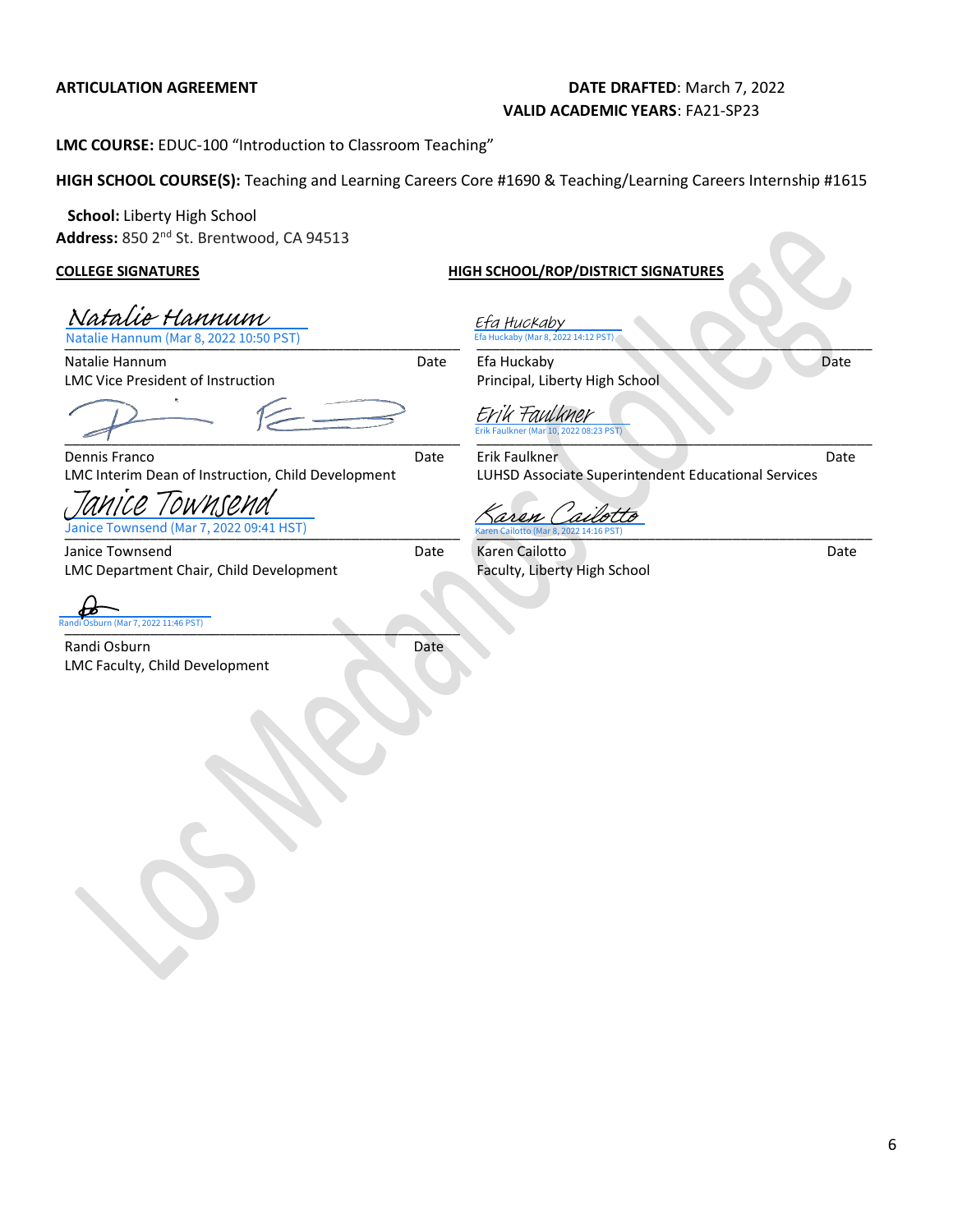**ARTICULATION AGREEMENT**

**DATE DRAFTED**: March 7, 2022
**VALID ACADEMIC YEARS**: FA21-SP23

**LMC COURSE:** EDUC-100 "Introduction to Classroom Teaching"

**HIGH SCHOOL COURSE(S):** Teaching and Learning Careers Core #1690 & Teaching/Learning Careers Internship #1615

**School:** Liberty High School
**Address:** 850 2nd St. Brentwood, CA 94513

**COLLEGE SIGNATURES**

Natalie Hannum (Mar 8, 2022 10:50 PST)

Natalie Hannum — Date
LMC Vice President of Instruction

Dennis Franco — Date
LMC Interim Dean of Instruction, Child Development

Janice Townsend (Mar 7, 2022 09:41 HST)

Janice Townsend — Date
LMC Department Chair, Child Development

Randi Osburn (Mar 7, 2022 11:46 PST)

Randi Osburn — Date
LMC Faculty, Child Development

**HIGH SCHOOL/ROP/DISTRICT SIGNATURES**

Efa Huckaby (Mar 8, 2022 14:12 PST)

Efa Huckaby — Date
Principal, Liberty High School

Erik Faulkner (Mar 10, 2022 08:23 PST)

Erik Faulkner — Date
LUHSD Associate Superintendent Educational Services

Karen Cailotto (Mar 8, 2022 14:16 PST)

Karen Cailotto — Date
Faculty, Liberty High School